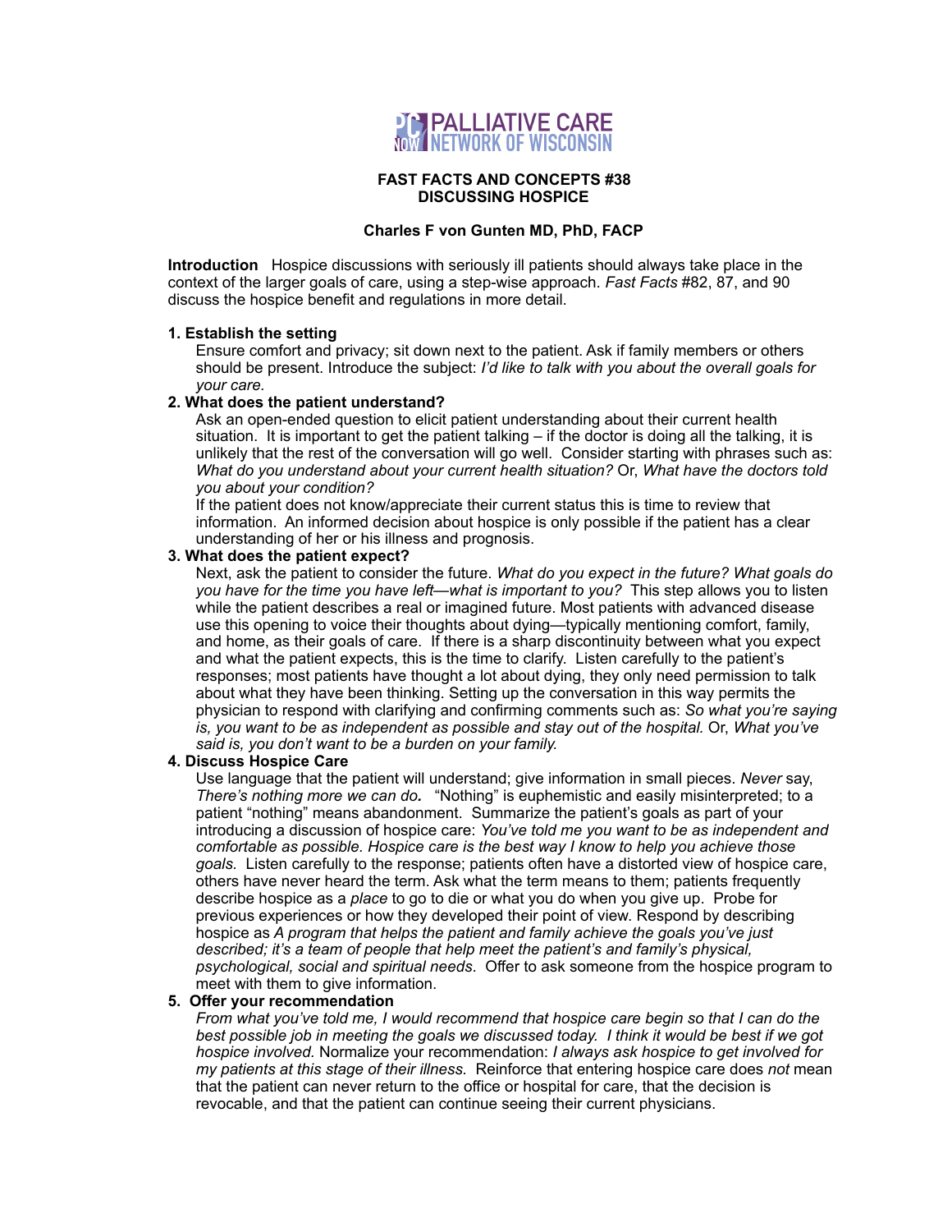PALLIATIVE CARE NETWORK OF WISCONSIN

# FAST FACTS AND CONCEPTS #38
# DISCUSSING HOSPICE

**Charles F von Gunten MD, PhD, FACP**

**Introduction** Hospice discussions with seriously ill patients should always take place in the context of the larger goals of care, using a step-wise approach. *Fast Facts* #82, 87, and 90 discuss the hospice benefit and regulations in more detail.

**1. Establish the setting**

Ensure comfort and privacy; sit down next to the patient. Ask if family members or others should be present. Introduce the subject: *I'd like to talk with you about the overall goals for your care.*

**2. What does the patient understand?**

Ask an open-ended question to elicit patient understanding about their current health situation. It is important to get the patient talking – if the doctor is doing all the talking, it is unlikely that the rest of the conversation will go well. Consider starting with phrases such as: *What do you understand about your current health situation?* Or, *What have the doctors told you about your condition?*

If the patient does not know/appreciate their current status this is time to review that information. An informed decision about hospice is only possible if the patient has a clear understanding of her or his illness and prognosis.

**3. What does the patient expect?**

Next, ask the patient to consider the future. *What do you expect in the future? What goals do you have for the time you have left—what is important to you?* This step allows you to listen while the patient describes a real or imagined future. Most patients with advanced disease use this opening to voice their thoughts about dying—typically mentioning comfort, family, and home, as their goals of care. If there is a sharp discontinuity between what you expect and what the patient expects, this is the time to clarify. Listen carefully to the patient's responses; most patients have thought a lot about dying, they only need permission to talk about what they have been thinking. Setting up the conversation in this way permits the physician to respond with clarifying and confirming comments such as: *So what you're saying is, you want to be as independent as possible and stay out of the hospital.* Or, *What you've said is, you don't want to be a burden on your family.*

**4. Discuss Hospice Care**

Use language that the patient will understand; give information in small pieces. *Never* say, *There's nothing more we can do.* "Nothing" is euphemistic and easily misinterpreted; to a patient "nothing" means abandonment. Summarize the patient's goals as part of your introducing a discussion of hospice care: *You've told me you want to be as independent and comfortable as possible. Hospice care is the best way I know to help you achieve those goals.* Listen carefully to the response; patients often have a distorted view of hospice care, others have never heard the term. Ask what the term means to them; patients frequently describe hospice as a *place* to go to die or what you do when you give up. Probe for previous experiences or how they developed their point of view. Respond by describing hospice as *A program that helps the patient and family achieve the goals you've just described; it's a team of people that help meet the patient's and family's physical, psychological, social and spiritual needs*. Offer to ask someone from the hospice program to meet with them to give information.

**5. Offer your recommendation**

*From what you've told me, I would recommend that hospice care begin so that I can do the best possible job in meeting the goals we discussed today. I think it would be best if we got hospice involved.* Normalize your recommendation: *I always ask hospice to get involved for my patients at this stage of their illness.* Reinforce that entering hospice care does *not* mean that the patient can never return to the office or hospital for care, that the decision is revocable, and that the patient can continue seeing their current physicians.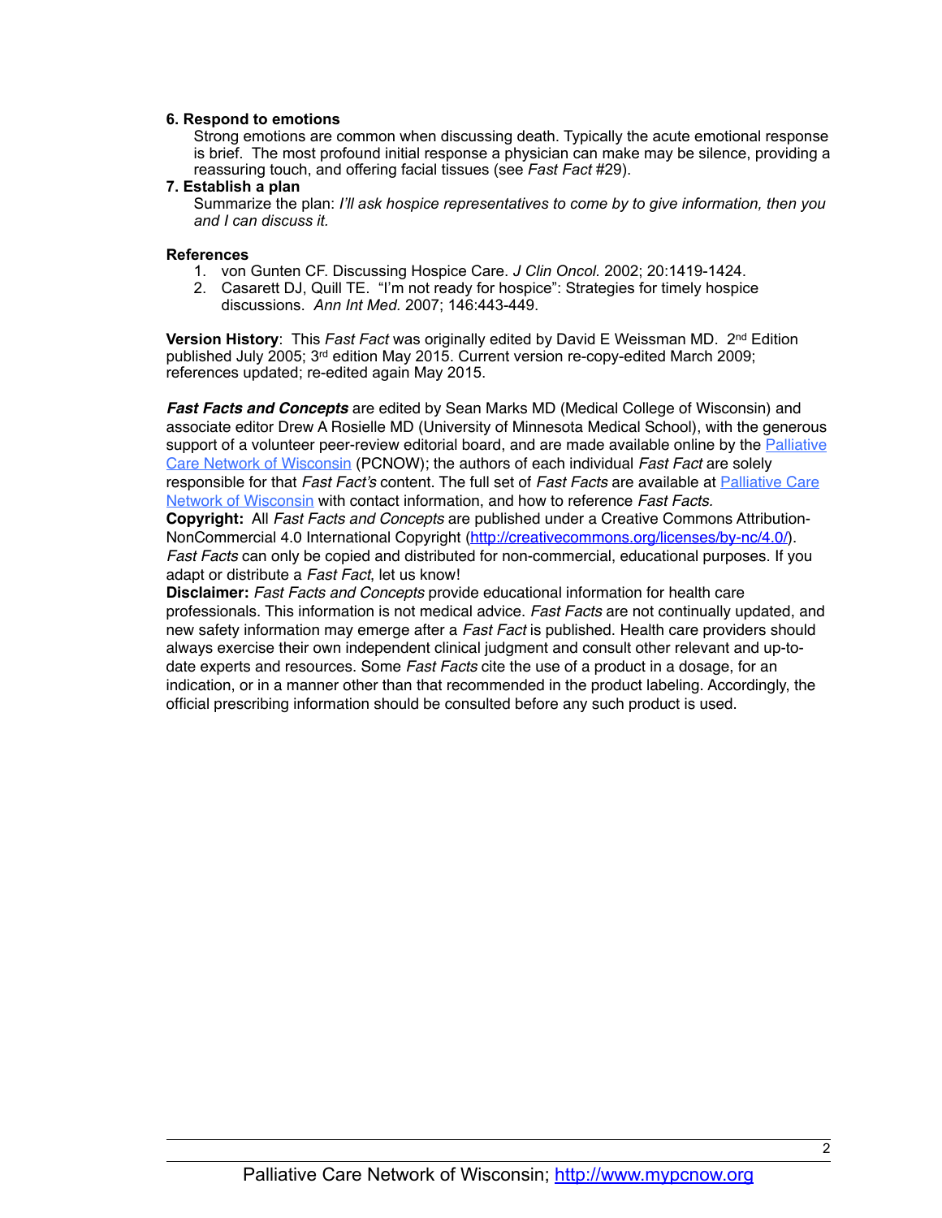**6. Respond to emotions**

Strong emotions are common when discussing death. Typically the acute emotional response is brief. The most profound initial response a physician can make may be silence, providing a reassuring touch, and offering facial tissues (see *Fast Fact* #29).

**7. Establish a plan**

Summarize the plan: *I'll ask hospice representatives to come by to give information, then you and I can discuss it.*

**References**

1. von Gunten CF. Discussing Hospice Care. *J Clin Oncol.* 2002; 20:1419-1424.
2. Casarett DJ, Quill TE. "I'm not ready for hospice": Strategies for timely hospice discussions. *Ann Int Med.* 2007; 146:443-449.

**Version History**: This *Fast Fact* was originally edited by David E Weissman MD. 2nd Edition published July 2005; 3rd edition May 2015. Current version re-copy-edited March 2009; references updated; re-edited again May 2015.

***Fast Facts and Concepts*** are edited by Sean Marks MD (Medical College of Wisconsin) and associate editor Drew A Rosielle MD (University of Minnesota Medical School), with the generous support of a volunteer peer-review editorial board, and are made available online by the Palliative Care Network of Wisconsin (PCNOW); the authors of each individual *Fast Fact* are solely responsible for that *Fast Fact's* content. The full set of *Fast Facts* are available at Palliative Care Network of Wisconsin with contact information, and how to reference *Fast Facts.*

**Copyright:** All *Fast Facts and Concepts* are published under a Creative Commons Attribution-NonCommercial 4.0 International Copyright (http://creativecommons.org/licenses/by-nc/4.0/). *Fast Facts* can only be copied and distributed for non-commercial, educational purposes. If you adapt or distribute a *Fast Fact*, let us know!

**Disclaimer:** *Fast Facts and Concepts* provide educational information for health care professionals. This information is not medical advice. *Fast Facts* are not continually updated, and new safety information may emerge after a *Fast Fact* is published. Health care providers should always exercise their own independent clinical judgment and consult other relevant and up-to-date experts and resources. Some *Fast Facts* cite the use of a product in a dosage, for an indication, or in a manner other than that recommended in the product labeling. Accordingly, the official prescribing information should be consulted before any such product is used.